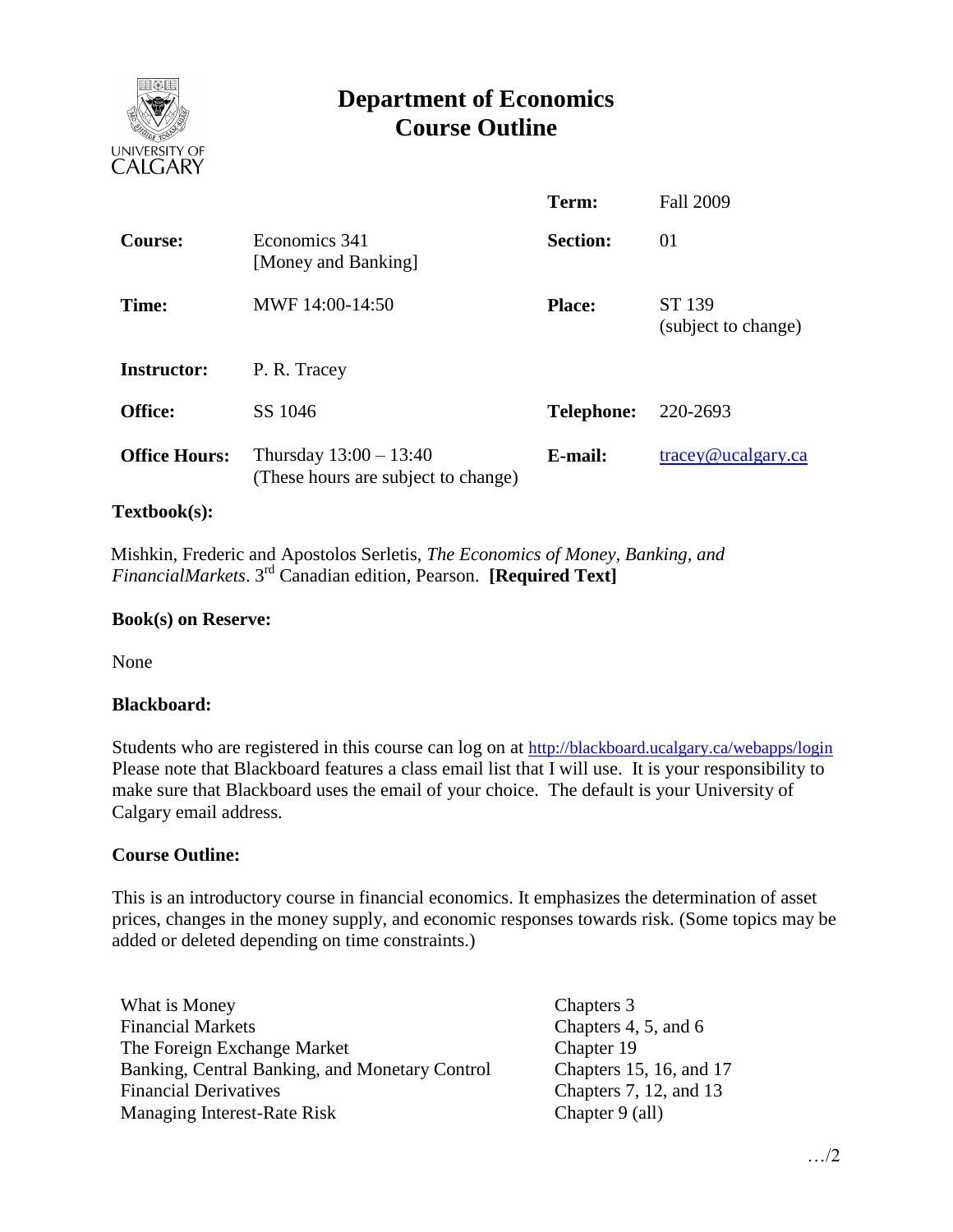# Department of Economics
# Course Outline

| | | | |
|---|---|---|---|
| | | **Term:** | Fall 2009 |
| **Course:** | Economics 341 [Money and Banking] | **Section:** | 01 |
| **Time:** | MWF 14:00-14:50 | **Place:** | ST 139 (subject to change) |
| **Instructor:** | P. R. Tracey | | |
| **Office:** | SS 1046 | **Telephone:** | 220-2693 |
| **Office Hours:** | Thursday 13:00 – 13:40 (These hours are subject to change) | **E-mail:** | tracey@ucalgary.ca |

**Textbook(s):**

Mishkin, Frederic and Apostolos Serletis, *The Economics of Money, Banking, and FinancialMarkets*. 3rd Canadian edition, Pearson. **[Required Text]**

**Book(s) on Reserve:**

None

**Blackboard:**

Students who are registered in this course can log on at http://blackboard.ucalgary.ca/webapps/login Please note that Blackboard features a class email list that I will use. It is your responsibility to make sure that Blackboard uses the email of your choice. The default is your University of Calgary email address.

**Course Outline:**

This is an introductory course in financial economics. It emphasizes the determination of asset prices, changes in the money supply, and economic responses towards risk. (Some topics may be added or deleted depending on time constraints.)

| | |
|---|---|
| What is Money | Chapters 3 |
| Financial Markets | Chapters 4, 5, and 6 |
| The Foreign Exchange Market | Chapter 19 |
| Banking, Central Banking, and Monetary Control | Chapters 15, 16, and 17 |
| Financial Derivatives | Chapters 7, 12, and 13 |
| Managing Interest-Rate Risk | Chapter 9 (all) |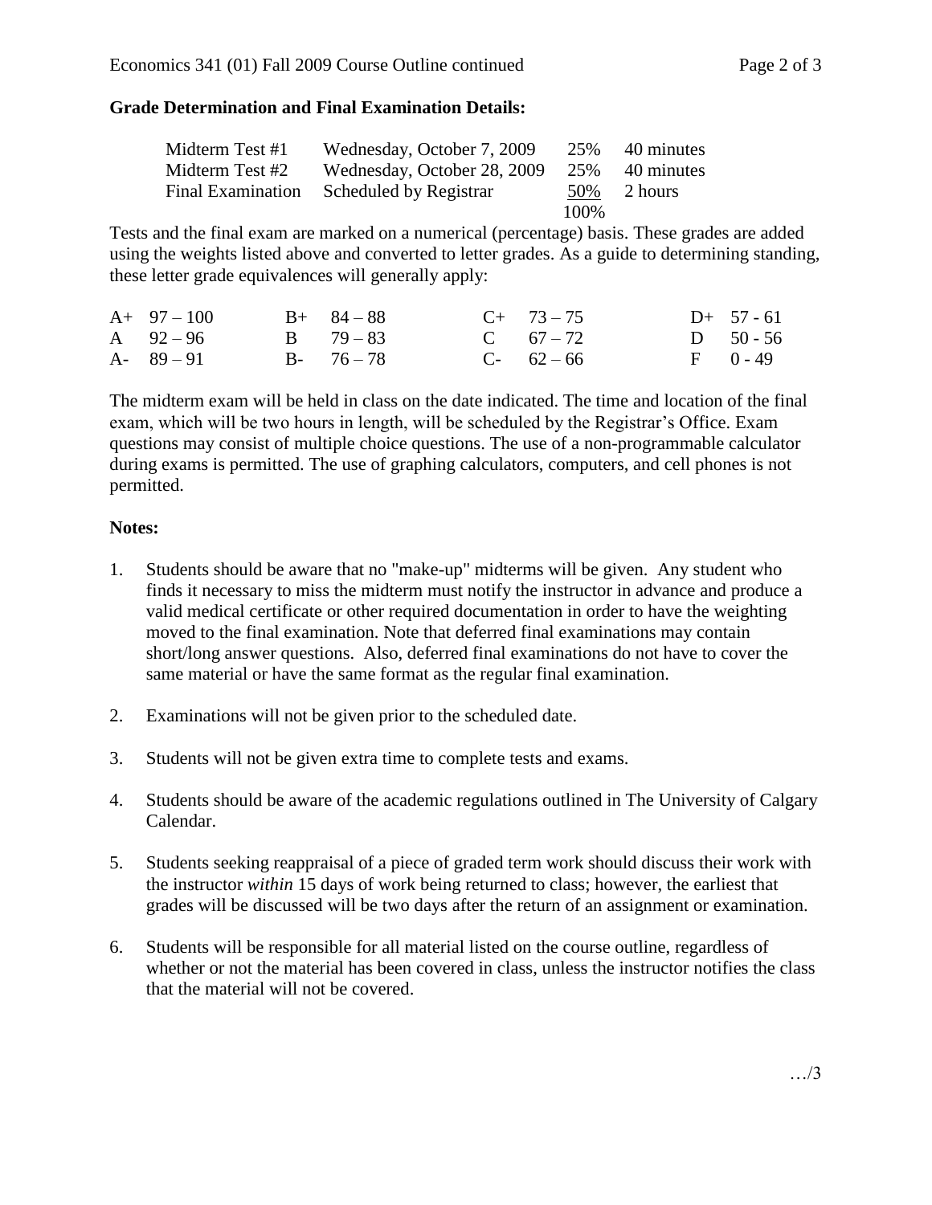**Grade Determination and Final Examination Details:**

| | | | |
|---|---|---|---|
| Midterm Test #1 | Wednesday, October 7, 2009 | 25% | 40 minutes |
| Midterm Test #2 | Wednesday, October 28, 2009 | 25% | 40 minutes |
| Final Examination | Scheduled by Registrar | 50% | 2 hours |
| | | 100% | |

Tests and the final exam are marked on a numerical (percentage) basis. These grades are added using the weights listed above and converted to letter grades. As a guide to determining standing, these letter grade equivalences will generally apply:

| | | | | | | | |
|---|---|---|---|---|---|---|---|
| A+ | 97 – 100 | B+ | 84 – 88 | C+ | 73 – 75 | D+ | 57 - 61 |
| A | 92 – 96 | B | 79 – 83 | C | 67 – 72 | D | 50 - 56 |
| A- | 89 – 91 | B- | 76 – 78 | C- | 62 – 66 | F | 0 - 49 |

The midterm exam will be held in class on the date indicated. The time and location of the final exam, which will be two hours in length, will be scheduled by the Registrar's Office. Exam questions may consist of multiple choice questions. The use of a non-programmable calculator during exams is permitted. The use of graphing calculators, computers, and cell phones is not permitted.

**Notes:**

1. Students should be aware that no "make-up" midterms will be given. Any student who finds it necessary to miss the midterm must notify the instructor in advance and produce a valid medical certificate or other required documentation in order to have the weighting moved to the final examination. Note that deferred final examinations may contain short/long answer questions. Also, deferred final examinations do not have to cover the same material or have the same format as the regular final examination.

2. Examinations will not be given prior to the scheduled date.

3. Students will not be given extra time to complete tests and exams.

4. Students should be aware of the academic regulations outlined in The University of Calgary Calendar.

5. Students seeking reappraisal of a piece of graded term work should discuss their work with the instructor *within* 15 days of work being returned to class; however, the earliest that grades will be discussed will be two days after the return of an assignment or examination.

6. Students will be responsible for all material listed on the course outline, regardless of whether or not the material has been covered in class, unless the instructor notifies the class that the material will not be covered.

…/3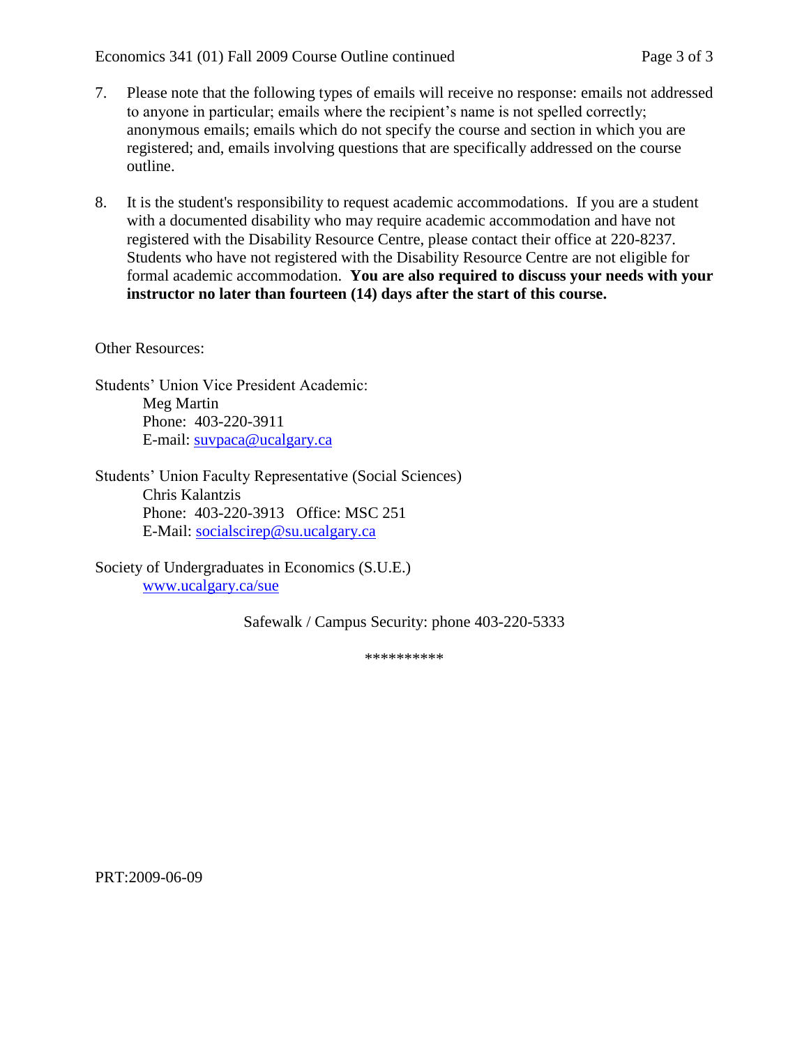7. Please note that the following types of emails will receive no response: emails not addressed to anyone in particular; emails where the recipient's name is not spelled correctly; anonymous emails; emails which do not specify the course and section in which you are registered; and, emails involving questions that are specifically addressed on the course outline.

8. It is the student's responsibility to request academic accommodations. If you are a student with a documented disability who may require academic accommodation and have not registered with the Disability Resource Centre, please contact their office at 220-8237. Students who have not registered with the Disability Resource Centre are not eligible for formal academic accommodation. **You are also required to discuss your needs with your instructor no later than fourteen (14) days after the start of this course.**

Other Resources:

Students' Union Vice President Academic:
Meg Martin
Phone: 403-220-3911
E-mail: suvpaca@ucalgary.ca

Students' Union Faculty Representative (Social Sciences)
Chris Kalantzis
Phone: 403-220-3913 Office: MSC 251
E-Mail: socialscirep@su.ucalgary.ca

Society of Undergraduates in Economics (S.U.E.)
www.ucalgary.ca/sue

Safewalk / Campus Security: phone 403-220-5333

**********

PRT:2009-06-09